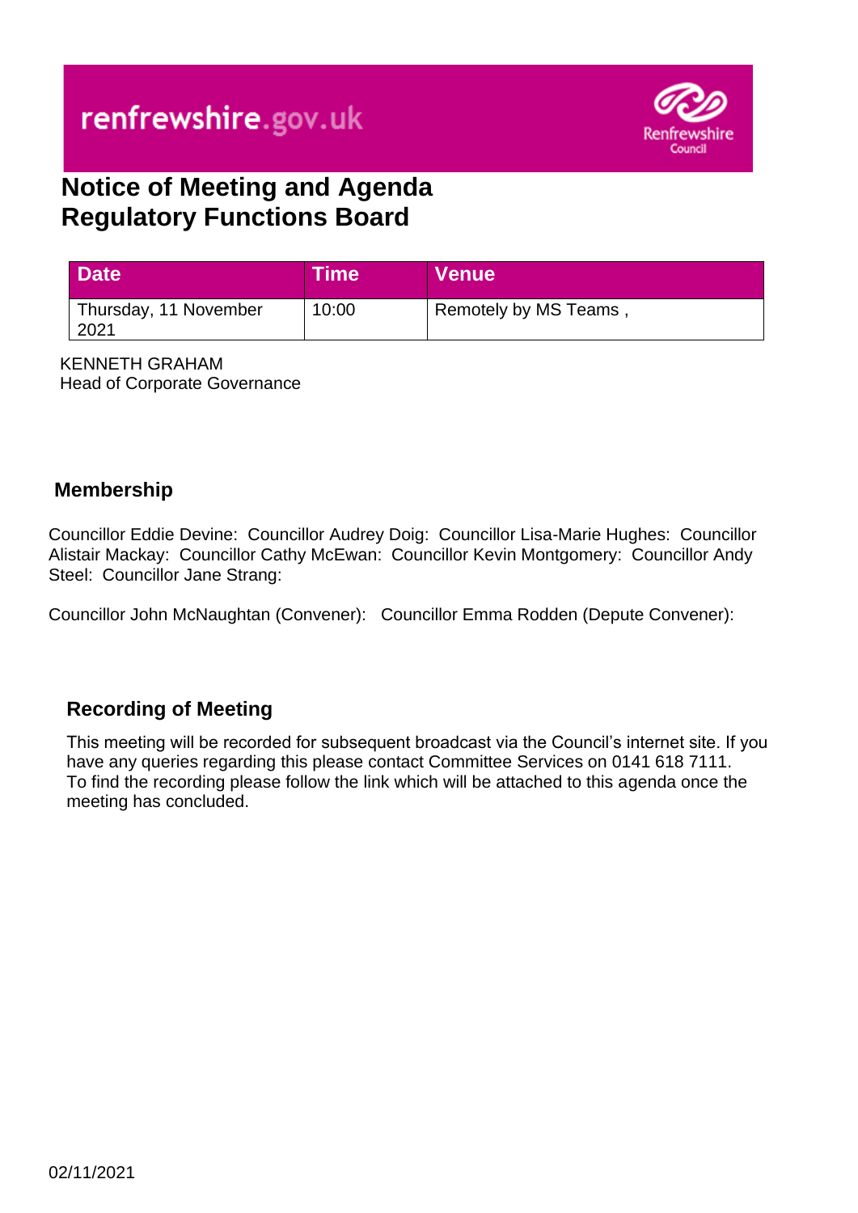renfrewshire.gov.uk

# Notice of Meeting and Agenda
# Regulatory Functions Board

| Date | Time | Venue |
| --- | --- | --- |
| Thursday, 11 November 2021 | 10:00 | Remotely by MS Teams , |

KENNETH GRAHAM
Head of Corporate Governance

## Membership

Councillor Eddie Devine: Councillor Audrey Doig: Councillor Lisa-Marie Hughes: Councillor Alistair Mackay: Councillor Cathy McEwan: Councillor Kevin Montgomery: Councillor Andy Steel: Councillor Jane Strang:

Councillor John McNaughtan (Convener): Councillor Emma Rodden (Depute Convener):

## Recording of Meeting

This meeting will be recorded for subsequent broadcast via the Council's internet site. If you have any queries regarding this please contact Committee Services on 0141 618 7111. To find the recording please follow the link which will be attached to this agenda once the meeting has concluded.

02/11/2021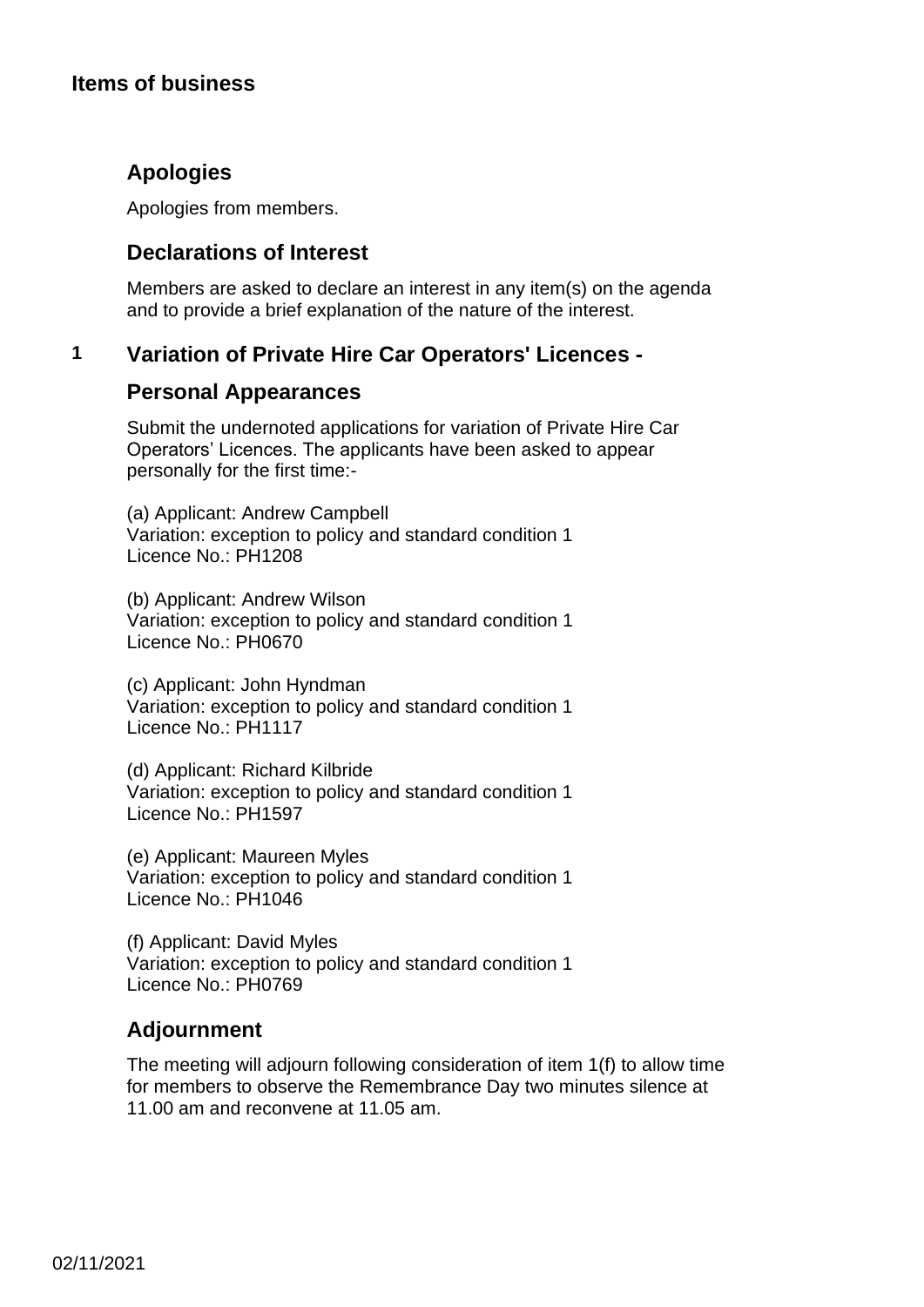# Items of business

## Apologies

Apologies from members.

## Declarations of Interest

Members are asked to declare an interest in any item(s) on the agenda and to provide a brief explanation of the nature of the interest.

## 1 Variation of Private Hire Car Operators' Licences - Personal Appearances

Submit the undernoted applications for variation of Private Hire Car Operators' Licences. The applicants have been asked to appear personally for the first time:-

(a) Applicant: Andrew Campbell
Variation: exception to policy and standard condition 1
Licence No.: PH1208

(b) Applicant: Andrew Wilson
Variation: exception to policy and standard condition 1
Licence No.: PH0670

(c) Applicant: John Hyndman
Variation: exception to policy and standard condition 1
Licence No.: PH1117

(d) Applicant: Richard Kilbride
Variation: exception to policy and standard condition 1
Licence No.: PH1597

(e) Applicant: Maureen Myles
Variation: exception to policy and standard condition 1
Licence No.: PH1046

(f) Applicant: David Myles
Variation: exception to policy and standard condition 1
Licence No.: PH0769

## Adjournment

The meeting will adjourn following consideration of item 1(f) to allow time for members to observe the Remembrance Day two minutes silence at 11.00 am and reconvene at 11.05 am.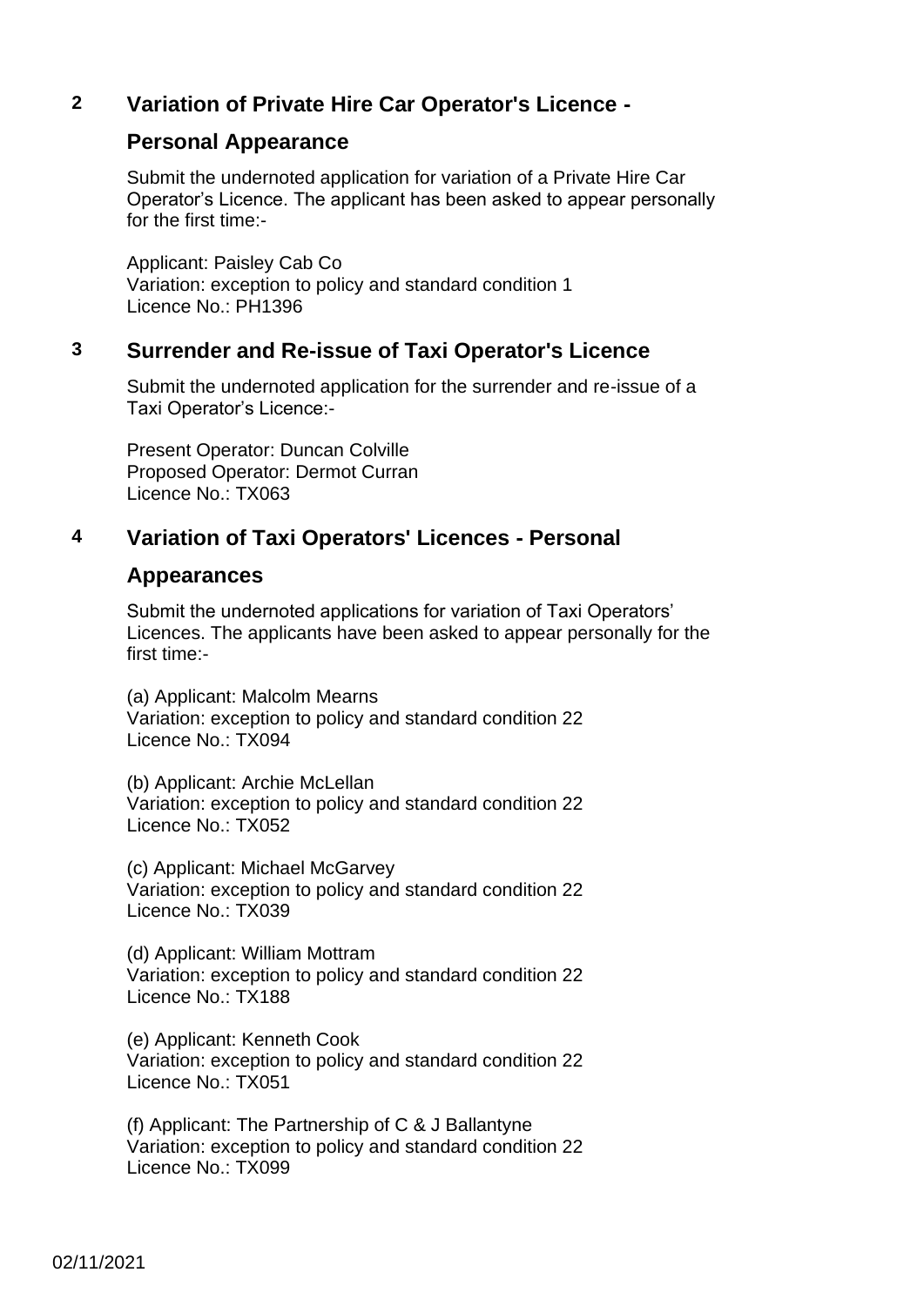## 2 Variation of Private Hire Car Operator's Licence - Personal Appearance

Submit the undernoted application for variation of a Private Hire Car Operator's Licence. The applicant has been asked to appear personally for the first time:-

Applicant: Paisley Cab Co
Variation: exception to policy and standard condition 1
Licence No.: PH1396

## 3 Surrender and Re-issue of Taxi Operator's Licence

Submit the undernoted application for the surrender and re-issue of a Taxi Operator's Licence:-

Present Operator: Duncan Colville
Proposed Operator: Dermot Curran
Licence No.: TX063

## 4 Variation of Taxi Operators' Licences - Personal Appearances

Submit the undernoted applications for variation of Taxi Operators' Licences. The applicants have been asked to appear personally for the first time:-

(a) Applicant: Malcolm Mearns
Variation: exception to policy and standard condition 22
Licence No.: TX094

(b) Applicant: Archie McLellan
Variation: exception to policy and standard condition 22
Licence No.: TX052

(c) Applicant: Michael McGarvey
Variation: exception to policy and standard condition 22
Licence No.: TX039

(d) Applicant: William Mottram
Variation: exception to policy and standard condition 22
Licence No.: TX188

(e) Applicant: Kenneth Cook
Variation: exception to policy and standard condition 22
Licence No.: TX051

(f) Applicant: The Partnership of C & J Ballantyne
Variation: exception to policy and standard condition 22
Licence No.: TX099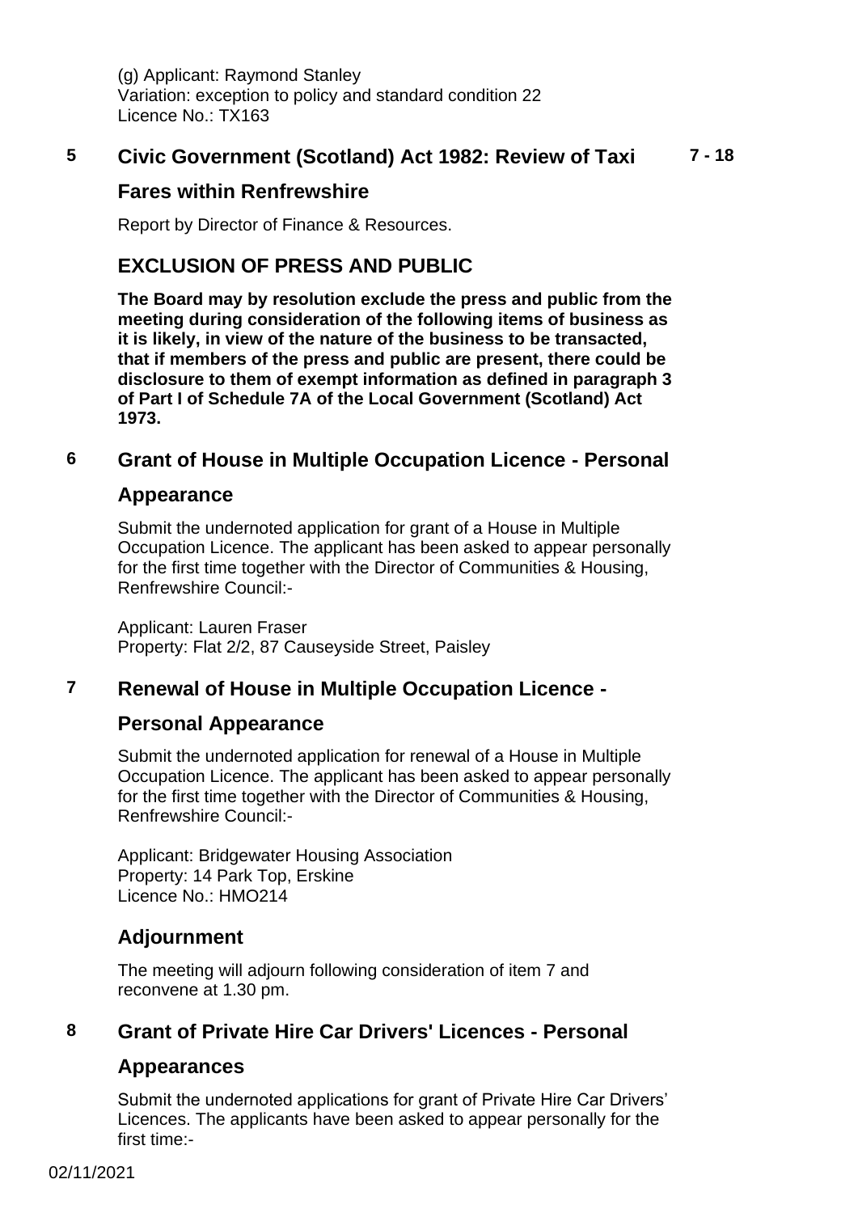(g) Applicant: Raymond Stanley
Variation: exception to policy and standard condition 22
Licence No.: TX163

## 5 Civic Government (Scotland) Act 1982: Review of Taxi Fares within Renfrewshire

7 - 18

Report by Director of Finance & Resources.

## EXCLUSION OF PRESS AND PUBLIC

**The Board may by resolution exclude the press and public from the meeting during consideration of the following items of business as it is likely, in view of the nature of the business to be transacted, that if members of the press and public are present, there could be disclosure to them of exempt information as defined in paragraph 3 of Part I of Schedule 7A of the Local Government (Scotland) Act 1973.**

## 6 Grant of House in Multiple Occupation Licence - Personal Appearance

Submit the undernoted application for grant of a House in Multiple Occupation Licence. The applicant has been asked to appear personally for the first time together with the Director of Communities & Housing, Renfrewshire Council:-

Applicant: Lauren Fraser
Property: Flat 2/2, 87 Causeyside Street, Paisley

## 7 Renewal of House in Multiple Occupation Licence - Personal Appearance

Submit the undernoted application for renewal of a House in Multiple Occupation Licence. The applicant has been asked to appear personally for the first time together with the Director of Communities & Housing, Renfrewshire Council:-

Applicant: Bridgewater Housing Association
Property: 14 Park Top, Erskine
Licence No.: HMO214

## Adjournment

The meeting will adjourn following consideration of item 7 and reconvene at 1.30 pm.

## 8 Grant of Private Hire Car Drivers' Licences - Personal Appearances

Submit the undernoted applications for grant of Private Hire Car Drivers' Licences. The applicants have been asked to appear personally for the first time:-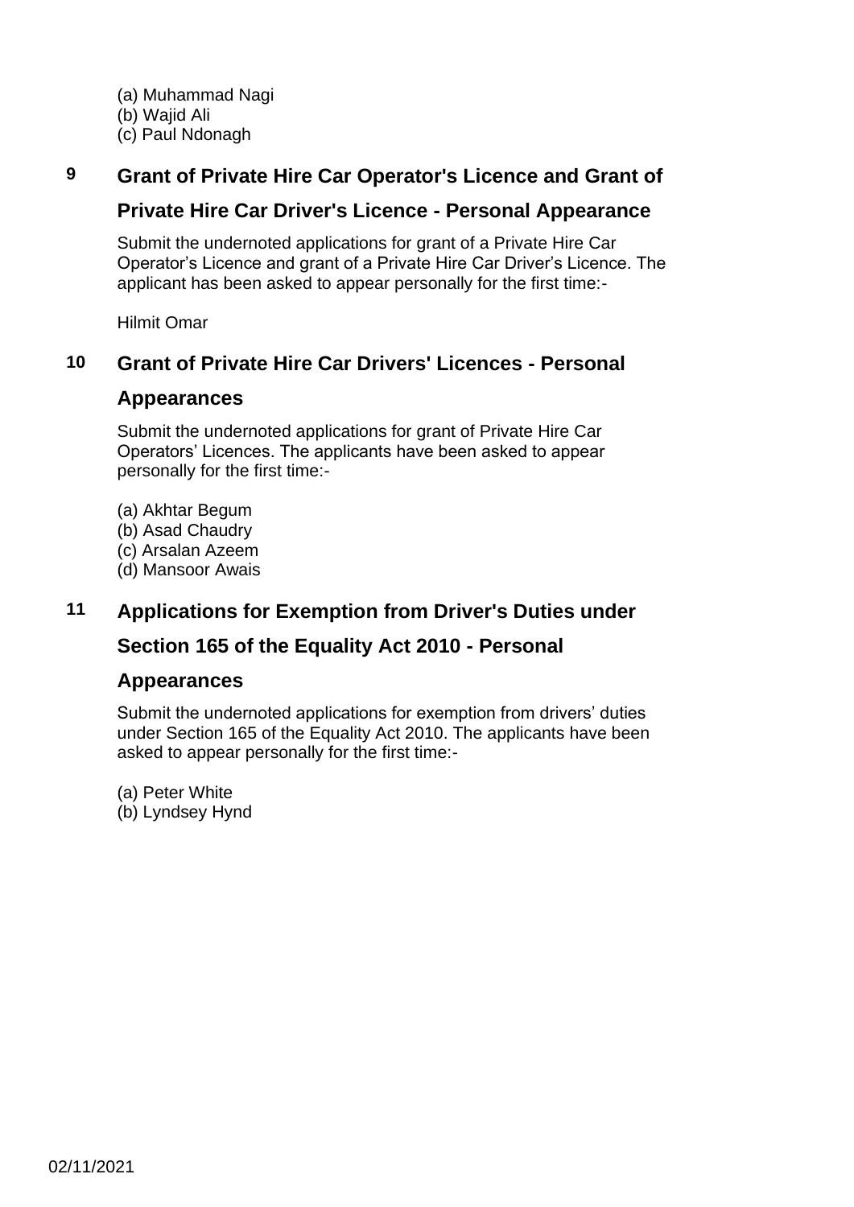(a) Muhammad Nagi
(b) Wajid Ali
(c) Paul Ndonagh

## 9 Grant of Private Hire Car Operator's Licence and Grant of Private Hire Car Driver's Licence - Personal Appearance

Submit the undernoted applications for grant of a Private Hire Car Operator's Licence and grant of a Private Hire Car Driver's Licence. The applicant has been asked to appear personally for the first time:-

Hilmit Omar

## 10 Grant of Private Hire Car Drivers' Licences - Personal Appearances

Submit the undernoted applications for grant of Private Hire Car Operators' Licences. The applicants have been asked to appear personally for the first time:-

(a) Akhtar Begum
(b) Asad Chaudry
(c) Arsalan Azeem
(d) Mansoor Awais

## 11 Applications for Exemption from Driver's Duties under Section 165 of the Equality Act 2010 - Personal Appearances

Submit the undernoted applications for exemption from drivers' duties under Section 165 of the Equality Act 2010. The applicants have been asked to appear personally for the first time:-

(a) Peter White
(b) Lyndsey Hynd